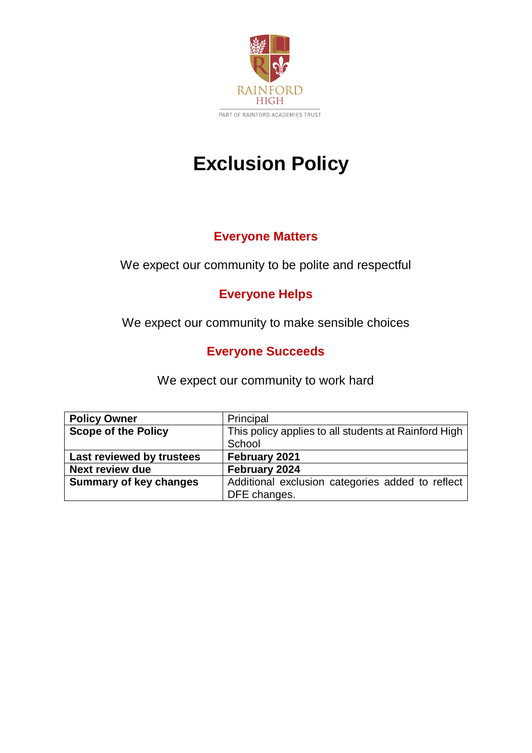RAINFORD HIGH

PART OF RAINFORD ACADEMIES TRUST

# Exclusion Policy

## Everyone Matters

We expect our community to be polite and respectful

## Everyone Helps

We expect our community to make sensible choices

## Everyone Succeeds

We expect our community to work hard

| **Policy Owner** | Principal |
|---|---|
| **Scope of the Policy** | This policy applies to all students at Rainford High School |
| **Last reviewed by trustees** | **February 2021** |
| **Next review due** | **February 2024** |
| **Summary of key changes** | Additional exclusion categories added to reflect DFE changes. |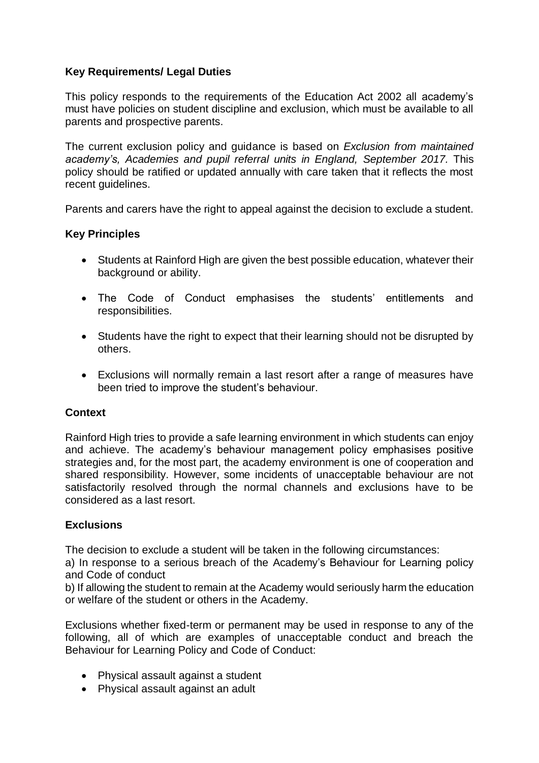**Key Requirements/ Legal Duties**

This policy responds to the requirements of the Education Act 2002 all academy's must have policies on student discipline and exclusion, which must be available to all parents and prospective parents.

The current exclusion policy and guidance is based on *Exclusion from maintained academy's, Academies and pupil referral units in England, September 2017.* This policy should be ratified or updated annually with care taken that it reflects the most recent guidelines.

Parents and carers have the right to appeal against the decision to exclude a student.

**Key Principles**

- Students at Rainford High are given the best possible education, whatever their background or ability.
- The Code of Conduct emphasises the students' entitlements and responsibilities.
- Students have the right to expect that their learning should not be disrupted by others.
- Exclusions will normally remain a last resort after a range of measures have been tried to improve the student's behaviour.

**Context**

Rainford High tries to provide a safe learning environment in which students can enjoy and achieve. The academy's behaviour management policy emphasises positive strategies and, for the most part, the academy environment is one of cooperation and shared responsibility. However, some incidents of unacceptable behaviour are not satisfactorily resolved through the normal channels and exclusions have to be considered as a last resort.

**Exclusions**

The decision to exclude a student will be taken in the following circumstances:
a) In response to a serious breach of the Academy's Behaviour for Learning policy and Code of conduct
b) If allowing the student to remain at the Academy would seriously harm the education or welfare of the student or others in the Academy.

Exclusions whether fixed-term or permanent may be used in response to any of the following, all of which are examples of unacceptable conduct and breach the Behaviour for Learning Policy and Code of Conduct:

- Physical assault against a student
- Physical assault against an adult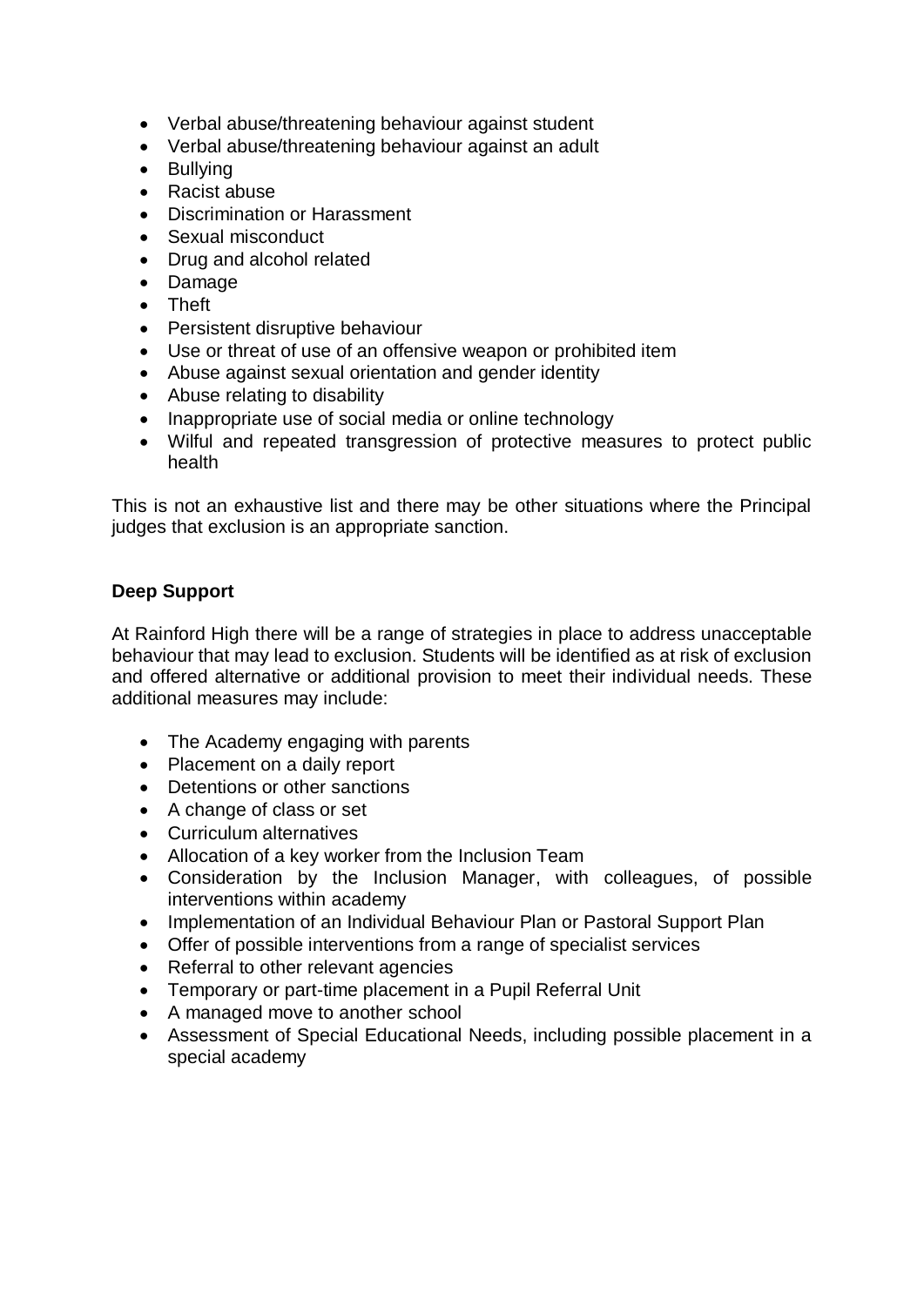- Verbal abuse/threatening behaviour against student
- Verbal abuse/threatening behaviour against an adult
- Bullying
- Racist abuse
- Discrimination or Harassment
- Sexual misconduct
- Drug and alcohol related
- Damage
- Theft
- Persistent disruptive behaviour
- Use or threat of use of an offensive weapon or prohibited item
- Abuse against sexual orientation and gender identity
- Abuse relating to disability
- Inappropriate use of social media or online technology
- Wilful and repeated transgression of protective measures to protect public health

This is not an exhaustive list and there may be other situations where the Principal judges that exclusion is an appropriate sanction.

**Deep Support**

At Rainford High there will be a range of strategies in place to address unacceptable behaviour that may lead to exclusion. Students will be identified as at risk of exclusion and offered alternative or additional provision to meet their individual needs. These additional measures may include:

- The Academy engaging with parents
- Placement on a daily report
- Detentions or other sanctions
- A change of class or set
- Curriculum alternatives
- Allocation of a key worker from the Inclusion Team
- Consideration by the Inclusion Manager, with colleagues, of possible interventions within academy
- Implementation of an Individual Behaviour Plan or Pastoral Support Plan
- Offer of possible interventions from a range of specialist services
- Referral to other relevant agencies
- Temporary or part-time placement in a Pupil Referral Unit
- A managed move to another school
- Assessment of Special Educational Needs, including possible placement in a special academy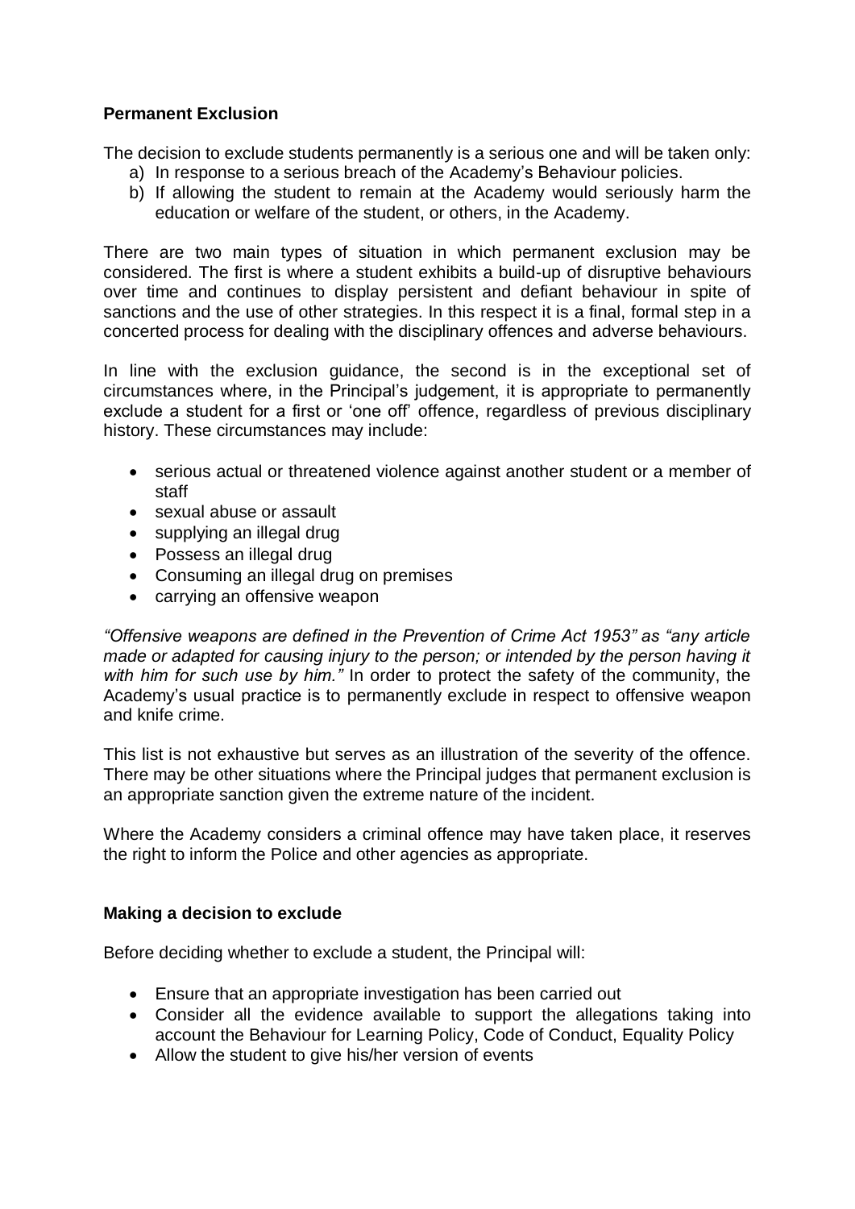**Permanent Exclusion**

The decision to exclude students permanently is a serious one and will be taken only:

a) In response to a serious breach of the Academy's Behaviour policies.
b) If allowing the student to remain at the Academy would seriously harm the education or welfare of the student, or others, in the Academy.

There are two main types of situation in which permanent exclusion may be considered. The first is where a student exhibits a build-up of disruptive behaviours over time and continues to display persistent and defiant behaviour in spite of sanctions and the use of other strategies. In this respect it is a final, formal step in a concerted process for dealing with the disciplinary offences and adverse behaviours.

In line with the exclusion guidance, the second is in the exceptional set of circumstances where, in the Principal's judgement, it is appropriate to permanently exclude a student for a first or 'one off' offence, regardless of previous disciplinary history. These circumstances may include:

- serious actual or threatened violence against another student or a member of staff
- sexual abuse or assault
- supplying an illegal drug
- Possess an illegal drug
- Consuming an illegal drug on premises
- carrying an offensive weapon

*"Offensive weapons are defined in the Prevention of Crime Act 1953" as "any article made or adapted for causing injury to the person; or intended by the person having it with him for such use by him."* In order to protect the safety of the community, the Academy's usual practice is to permanently exclude in respect to offensive weapon and knife crime.

This list is not exhaustive but serves as an illustration of the severity of the offence. There may be other situations where the Principal judges that permanent exclusion is an appropriate sanction given the extreme nature of the incident.

Where the Academy considers a criminal offence may have taken place, it reserves the right to inform the Police and other agencies as appropriate.

**Making a decision to exclude**

Before deciding whether to exclude a student, the Principal will:

- Ensure that an appropriate investigation has been carried out
- Consider all the evidence available to support the allegations taking into account the Behaviour for Learning Policy, Code of Conduct, Equality Policy
- Allow the student to give his/her version of events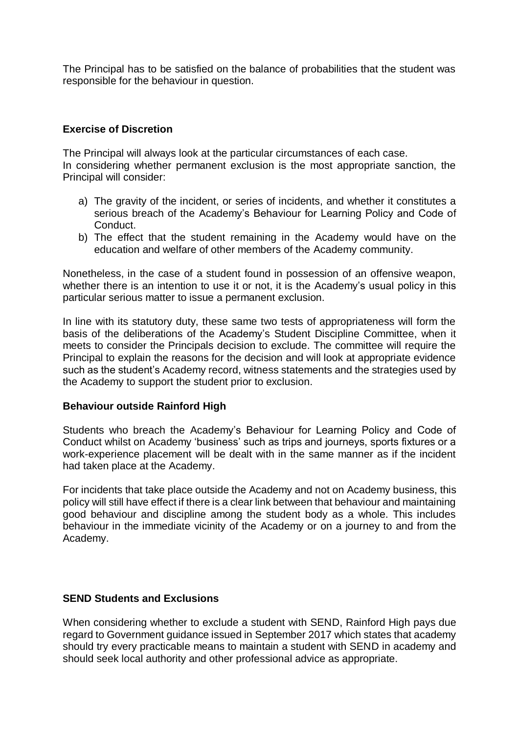The Principal has to be satisfied on the balance of probabilities that the student was responsible for the behaviour in question.

**Exercise of Discretion**

The Principal will always look at the particular circumstances of each case.
In considering whether permanent exclusion is the most appropriate sanction, the Principal will consider:

a) The gravity of the incident, or series of incidents, and whether it constitutes a serious breach of the Academy's Behaviour for Learning Policy and Code of Conduct.
b) The effect that the student remaining in the Academy would have on the education and welfare of other members of the Academy community.

Nonetheless, in the case of a student found in possession of an offensive weapon, whether there is an intention to use it or not, it is the Academy's usual policy in this particular serious matter to issue a permanent exclusion.

In line with its statutory duty, these same two tests of appropriateness will form the basis of the deliberations of the Academy's Student Discipline Committee, when it meets to consider the Principals decision to exclude. The committee will require the Principal to explain the reasons for the decision and will look at appropriate evidence such as the student's Academy record, witness statements and the strategies used by the Academy to support the student prior to exclusion.

**Behaviour outside Rainford High**

Students who breach the Academy's Behaviour for Learning Policy and Code of Conduct whilst on Academy 'business' such as trips and journeys, sports fixtures or a work-experience placement will be dealt with in the same manner as if the incident had taken place at the Academy.

For incidents that take place outside the Academy and not on Academy business, this policy will still have effect if there is a clear link between that behaviour and maintaining good behaviour and discipline among the student body as a whole. This includes behaviour in the immediate vicinity of the Academy or on a journey to and from the Academy.

**SEND Students and Exclusions**

When considering whether to exclude a student with SEND, Rainford High pays due regard to Government guidance issued in September 2017 which states that academy should try every practicable means to maintain a student with SEND in academy and should seek local authority and other professional advice as appropriate.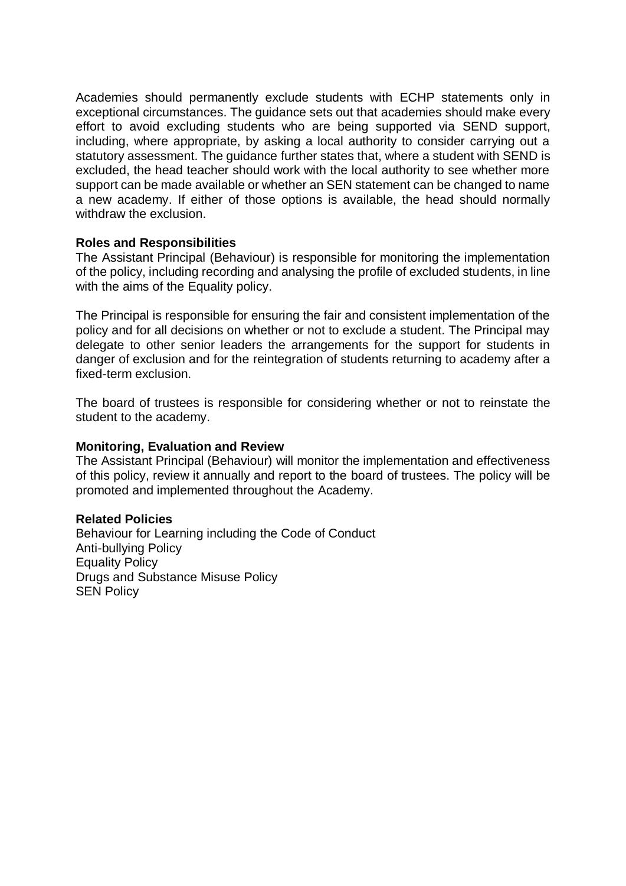Academies should permanently exclude students with ECHP statements only in exceptional circumstances. The guidance sets out that academies should make every effort to avoid excluding students who are being supported via SEND support, including, where appropriate, by asking a local authority to consider carrying out a statutory assessment. The guidance further states that, where a student with SEND is excluded, the head teacher should work with the local authority to see whether more support can be made available or whether an SEN statement can be changed to name a new academy. If either of those options is available, the head should normally withdraw the exclusion.

**Roles and Responsibilities**

The Assistant Principal (Behaviour) is responsible for monitoring the implementation of the policy, including recording and analysing the profile of excluded students, in line with the aims of the Equality policy.

The Principal is responsible for ensuring the fair and consistent implementation of the policy and for all decisions on whether or not to exclude a student. The Principal may delegate to other senior leaders the arrangements for the support for students in danger of exclusion and for the reintegration of students returning to academy after a fixed-term exclusion.

The board of trustees is responsible for considering whether or not to reinstate the student to the academy.

**Monitoring, Evaluation and Review**

The Assistant Principal (Behaviour) will monitor the implementation and effectiveness of this policy, review it annually and report to the board of trustees. The policy will be promoted and implemented throughout the Academy.

**Related Policies**

Behaviour for Learning including the Code of Conduct
Anti-bullying Policy
Equality Policy
Drugs and Substance Misuse Policy
SEN Policy